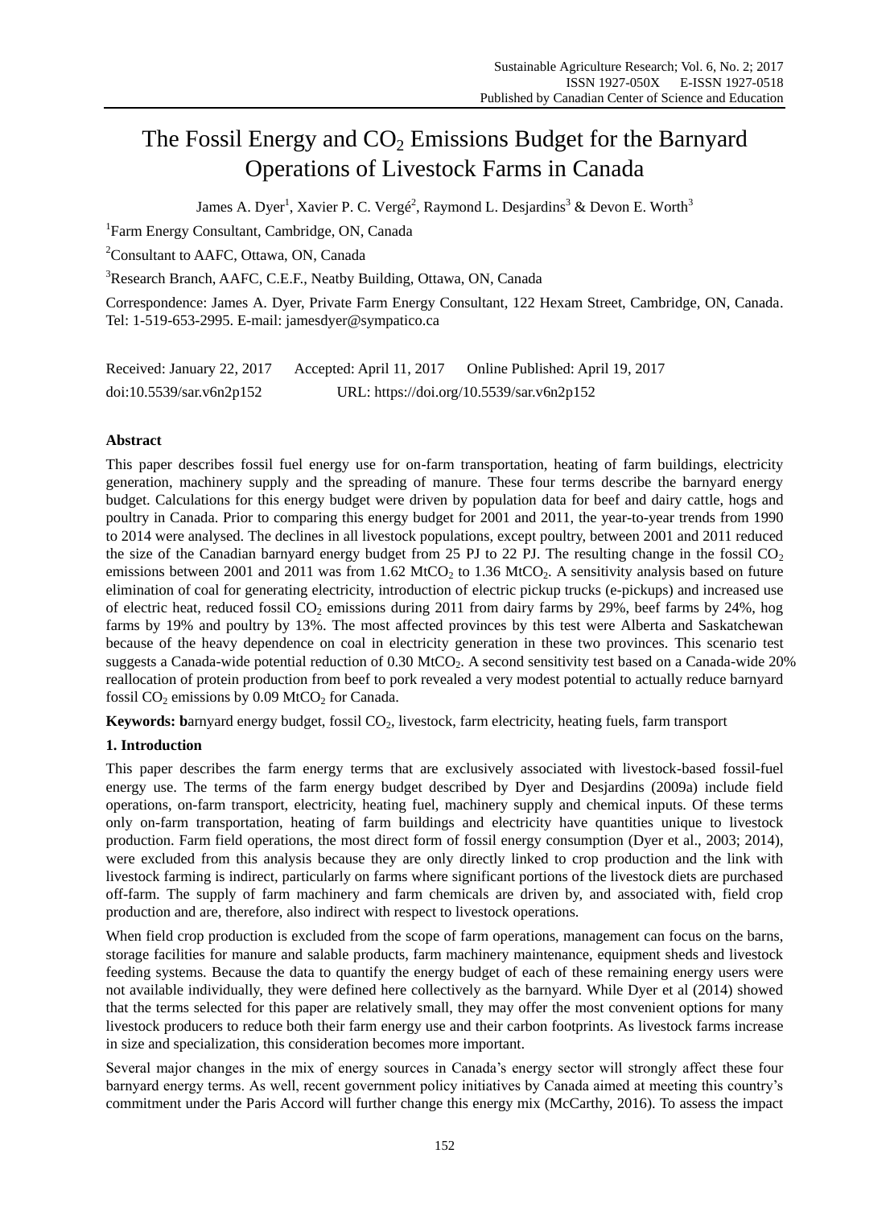# The Fossil Energy and $CO_2$ Emissions Budget for the Barnyard Operations of Livestock Farms in Canada

James A. Dyer[1], Xavier P. C. Vergé[2], Raymond L. Desjardins[3] & Devon E. Worth[3]

[1]Farm Energy Consultant, Cambridge, ON, Canada

[2]Consultant to AAFC, Ottawa, ON, Canada

[3]Research Branch, AAFC, C.E.F., Neatby Building, Ottawa, ON, Canada

Correspondence: James A. Dyer, Private Farm Energy Consultant, 122 Hexam Street, Cambridge, ON, Canada. Tel: 1-519-653-2995. E-mail: jamesdyer@sympatico.ca

Received: January 22, 2017 Accepted: April 11, 2017 Online Published: April 19, 2017

doi:10.5539/sar.v6n2p152 URL: https://doi.org/10.5539/sar.v6n2p152

**Abstract**

This paper describes fossil fuel energy use for on-farm transportation, heating of farm buildings, electricity generation, machinery supply and the spreading of manure. These four terms describe the barnyard energy budget. Calculations for this energy budget were driven by population data for beef and dairy cattle, hogs and poultry in Canada. Prior to comparing this energy budget for 2001 and 2011, the year-to-year trends from 1990 to 2014 were analysed. The declines in all livestock populations, except poultry, between 2001 and 2011 reduced the size of the Canadian barnyard energy budget from 25 PJ to 22 PJ. The resulting change in the fossil $CO_2$ emissions between 2001 and 2011 was from 1.62 $MtCO_2$ to 1.36 $MtCO_2$. A sensitivity analysis based on future elimination of coal for generating electricity, introduction of electric pickup trucks (e-pickups) and increased use of electric heat, reduced fossil $CO_2$ emissions during 2011 from dairy farms by 29%, beef farms by 24%, hog farms by 19% and poultry by 13%. The most affected provinces by this test were Alberta and Saskatchewan because of the heavy dependence on coal in electricity generation in these two provinces. This scenario test suggests a Canada-wide potential reduction of 0.30 $MtCO_2$. A second sensitivity test based on a Canada-wide 20% reallocation of protein production from beef to pork revealed a very modest potential to actually reduce barnyard fossil $CO_2$ emissions by 0.09 $MtCO_2$ for Canada.

**Keywords: b**arnyard energy budget, fossil $CO_2$, livestock, farm electricity, heating fuels, farm transport

## 1. Introduction

This paper describes the farm energy terms that are exclusively associated with livestock-based fossil-fuel energy use. The terms of the farm energy budget described by Dyer and Desjardins (2009a) include field operations, on-farm transport, electricity, heating fuel, machinery supply and chemical inputs. Of these terms only on-farm transportation, heating of farm buildings and electricity have quantities unique to livestock production. Farm field operations, the most direct form of fossil energy consumption (Dyer et al., 2003; 2014), were excluded from this analysis because they are only directly linked to crop production and the link with livestock farming is indirect, particularly on farms where significant portions of the livestock diets are purchased off-farm. The supply of farm machinery and farm chemicals are driven by, and associated with, field crop production and are, therefore, also indirect with respect to livestock operations.

When field crop production is excluded from the scope of farm operations, management can focus on the barns, storage facilities for manure and salable products, farm machinery maintenance, equipment sheds and livestock feeding systems. Because the data to quantify the energy budget of each of these remaining energy users were not available individually, they were defined here collectively as the barnyard. While Dyer et al (2014) showed that the terms selected for this paper are relatively small, they may offer the most convenient options for many livestock producers to reduce both their farm energy use and their carbon footprints. As livestock farms increase in size and specialization, this consideration becomes more important.

Several major changes in the mix of energy sources in Canada's energy sector will strongly affect these four barnyard energy terms. As well, recent government policy initiatives by Canada aimed at meeting this country's commitment under the Paris Accord will further change this energy mix (McCarthy, 2016). To assess the impact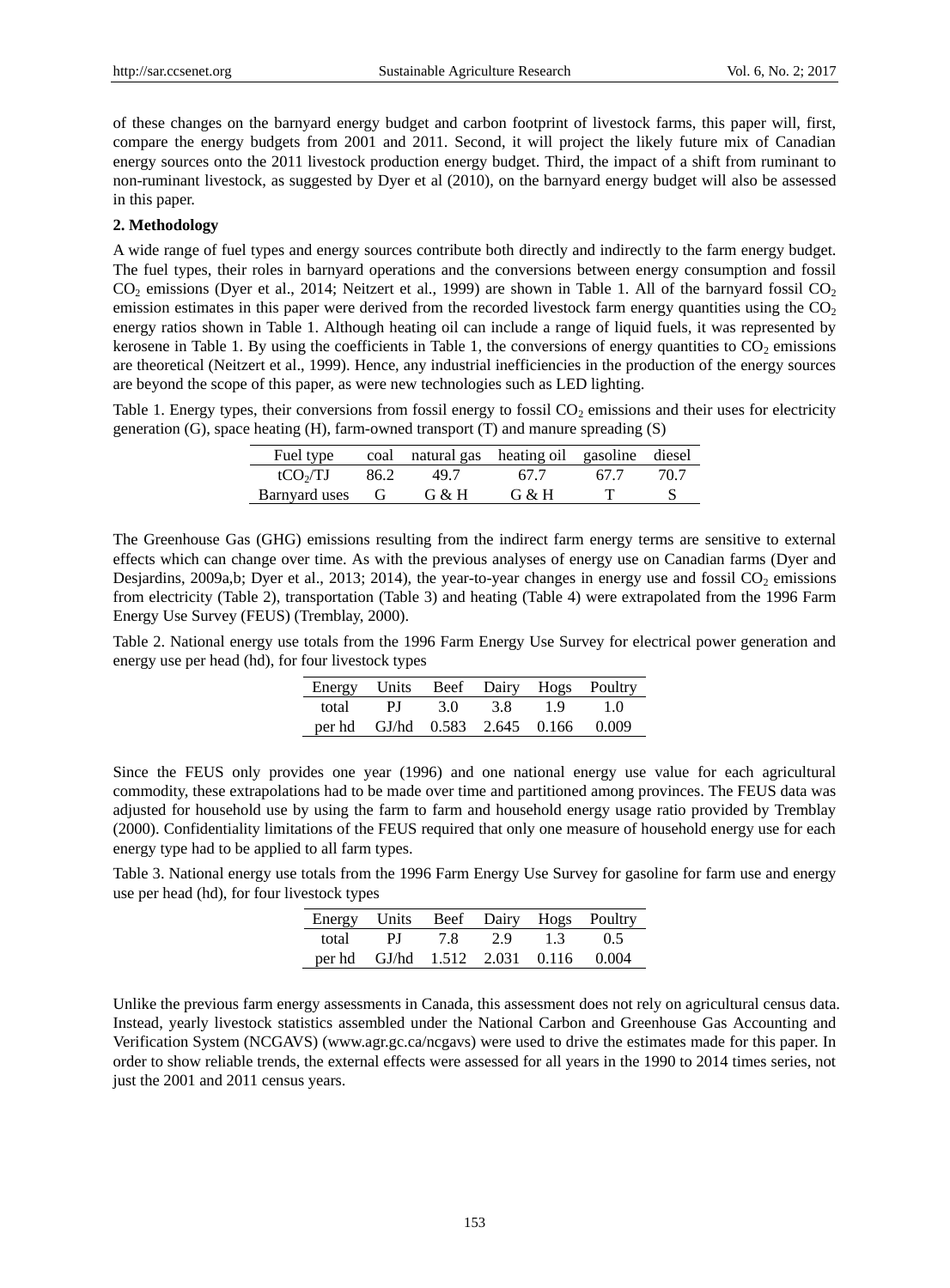of these changes on the barnyard energy budget and carbon footprint of livestock farms, this paper will, first, compare the energy budgets from 2001 and 2011. Second, it will project the likely future mix of Canadian energy sources onto the 2011 livestock production energy budget. Third, the impact of a shift from ruminant to non-ruminant livestock, as suggested by Dyer et al (2010), on the barnyard energy budget will also be assessed in this paper.

## 2. Methodology

A wide range of fuel types and energy sources contribute both directly and indirectly to the farm energy budget. The fuel types, their roles in barnyard operations and the conversions between energy consumption and fossil $CO_2$ emissions (Dyer et al., 2014; Neitzert et al., 1999) are shown in Table 1. All of the barnyard fossil $CO_2$ emission estimates in this paper were derived from the recorded livestock farm energy quantities using the $CO_2$ energy ratios shown in Table 1. Although heating oil can include a range of liquid fuels, it was represented by kerosene in Table 1. By using the coefficients in Table 1, the conversions of energy quantities to $CO_2$ emissions are theoretical (Neitzert et al., 1999). Hence, any industrial inefficiencies in the production of the energy sources are beyond the scope of this paper, as were new technologies such as LED lighting.

Table 1. Energy types, their conversions from fossil energy to fossil $CO_2$ emissions and their uses for electricity generation (G), space heating (H), farm-owned transport (T) and manure spreading (S)

| Fuel type | coal | natural gas | heating oil | gasoline | diesel |
|---|---|---|---|---|---|
| $tCO_2/TJ$ | 86.2 | 49.7 | 67.7 | 67.7 | 70.7 |
| Barnyard uses | G | G & H | G & H | T | S |

The Greenhouse Gas (GHG) emissions resulting from the indirect farm energy terms are sensitive to external effects which can change over time. As with the previous analyses of energy use on Canadian farms (Dyer and Desjardins, 2009a,b; Dyer et al., 2013; 2014), the year-to-year changes in energy use and fossil $CO_2$ emissions from electricity (Table 2), transportation (Table 3) and heating (Table 4) were extrapolated from the 1996 Farm Energy Use Survey (FEUS) (Tremblay, 2000).

Table 2. National energy use totals from the 1996 Farm Energy Use Survey for electrical power generation and energy use per head (hd), for four livestock types

| Energy | Units | Beef | Dairy | Hogs | Poultry |
|---|---|---|---|---|---|
| total | PJ | 3.0 | 3.8 | 1.9 | 1.0 |
| per hd | GJ/hd | 0.583 | 2.645 | 0.166 | 0.009 |

Since the FEUS only provides one year (1996) and one national energy use value for each agricultural commodity, these extrapolations had to be made over time and partitioned among provinces. The FEUS data was adjusted for household use by using the farm to farm and household energy usage ratio provided by Tremblay (2000). Confidentiality limitations of the FEUS required that only one measure of household energy use for each energy type had to be applied to all farm types.

Table 3. National energy use totals from the 1996 Farm Energy Use Survey for gasoline for farm use and energy use per head (hd), for four livestock types

| Energy | Units | Beef | Dairy | Hogs | Poultry |
|---|---|---|---|---|---|
| total | PJ | 7.8 | 2.9 | 1.3 | 0.5 |
| per hd | GJ/hd | 1.512 | 2.031 | 0.116 | 0.004 |

Unlike the previous farm energy assessments in Canada, this assessment does not rely on agricultural census data. Instead, yearly livestock statistics assembled under the National Carbon and Greenhouse Gas Accounting and Verification System (NCGAVS) (www.agr.gc.ca/ncgavs) were used to drive the estimates made for this paper. In order to show reliable trends, the external effects were assessed for all years in the 1990 to 2014 times series, not just the 2001 and 2011 census years.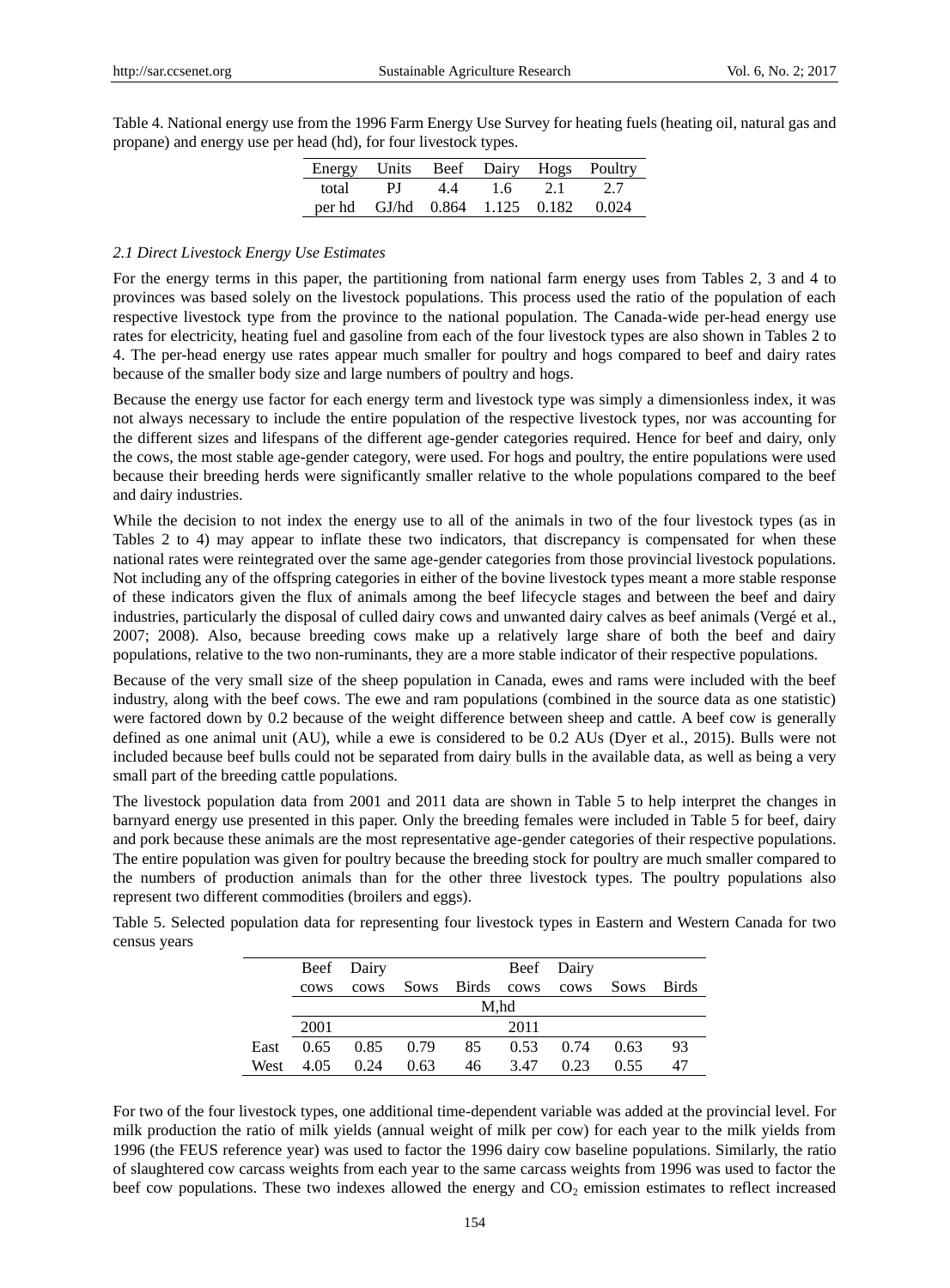Table 4. National energy use from the 1996 Farm Energy Use Survey for heating fuels (heating oil, natural gas and propane) and energy use per head (hd), for four livestock types.

| Energy | Units | Beef | Dairy | Hogs | Poultry |
|---|---|---|---|---|---|
| total | PJ | 4.4 | 1.6 | 2.1 | 2.7 |
| per hd | GJ/hd | 0.864 | 1.125 | 0.182 | 0.024 |

### *2.1 Direct Livestock Energy Use Estimates*

For the energy terms in this paper, the partitioning from national farm energy uses from Tables 2, 3 and 4 to provinces was based solely on the livestock populations. This process used the ratio of the population of each respective livestock type from the province to the national population. The Canada-wide per-head energy use rates for electricity, heating fuel and gasoline from each of the four livestock types are also shown in Tables 2 to 4. The per-head energy use rates appear much smaller for poultry and hogs compared to beef and dairy rates because of the smaller body size and large numbers of poultry and hogs.

Because the energy use factor for each energy term and livestock type was simply a dimensionless index, it was not always necessary to include the entire population of the respective livestock types, nor was accounting for the different sizes and lifespans of the different age-gender categories required. Hence for beef and dairy, only the cows, the most stable age-gender category, were used. For hogs and poultry, the entire populations were used because their breeding herds were significantly smaller relative to the whole populations compared to the beef and dairy industries.

While the decision to not index the energy use to all of the animals in two of the four livestock types (as in Tables 2 to 4) may appear to inflate these two indicators, that discrepancy is compensated for when these national rates were reintegrated over the same age-gender categories from those provincial livestock populations. Not including any of the offspring categories in either of the bovine livestock types meant a more stable response of these indicators given the flux of animals among the beef lifecycle stages and between the beef and dairy industries, particularly the disposal of culled dairy cows and unwanted dairy calves as beef animals (Vergé et al., 2007; 2008). Also, because breeding cows make up a relatively large share of both the beef and dairy populations, relative to the two non-ruminants, they are a more stable indicator of their respective populations.

Because of the very small size of the sheep population in Canada, ewes and rams were included with the beef industry, along with the beef cows. The ewe and ram populations (combined in the source data as one statistic) were factored down by 0.2 because of the weight difference between sheep and cattle. A beef cow is generally defined as one animal unit (AU), while a ewe is considered to be 0.2 AUs (Dyer et al., 2015). Bulls were not included because beef bulls could not be separated from dairy bulls in the available data, as well as being a very small part of the breeding cattle populations.

The livestock population data from 2001 and 2011 data are shown in Table 5 to help interpret the changes in barnyard energy use presented in this paper. Only the breeding females were included in Table 5 for beef, dairy and pork because these animals are the most representative age-gender categories of their respective populations. The entire population was given for poultry because the breeding stock for poultry are much smaller compared to the numbers of production animals than for the other three livestock types. The poultry populations also represent two different commodities (broilers and eggs).

Table 5. Selected population data for representing four livestock types in Eastern and Western Canada for two census years

| | Beef cows | Dairy cows | Sows | Birds | Beef cows | Dairy cows | Sows | Birds |
|---|---|---|---|---|---|---|---|---|
| | M,hd | | | | | | | |
| | 2001 | | | | 2011 | | | |
| East | 0.65 | 0.85 | 0.79 | 85 | 0.53 | 0.74 | 0.63 | 93 |
| West | 4.05 | 0.24 | 0.63 | 46 | 3.47 | 0.23 | 0.55 | 47 |

For two of the four livestock types, one additional time-dependent variable was added at the provincial level. For milk production the ratio of milk yields (annual weight of milk per cow) for each year to the milk yields from 1996 (the FEUS reference year) was used to factor the 1996 dairy cow baseline populations. Similarly, the ratio of slaughtered cow carcass weights from each year to the same carcass weights from 1996 was used to factor the beef cow populations. These two indexes allowed the energy and $CO_2$ emission estimates to reflect increased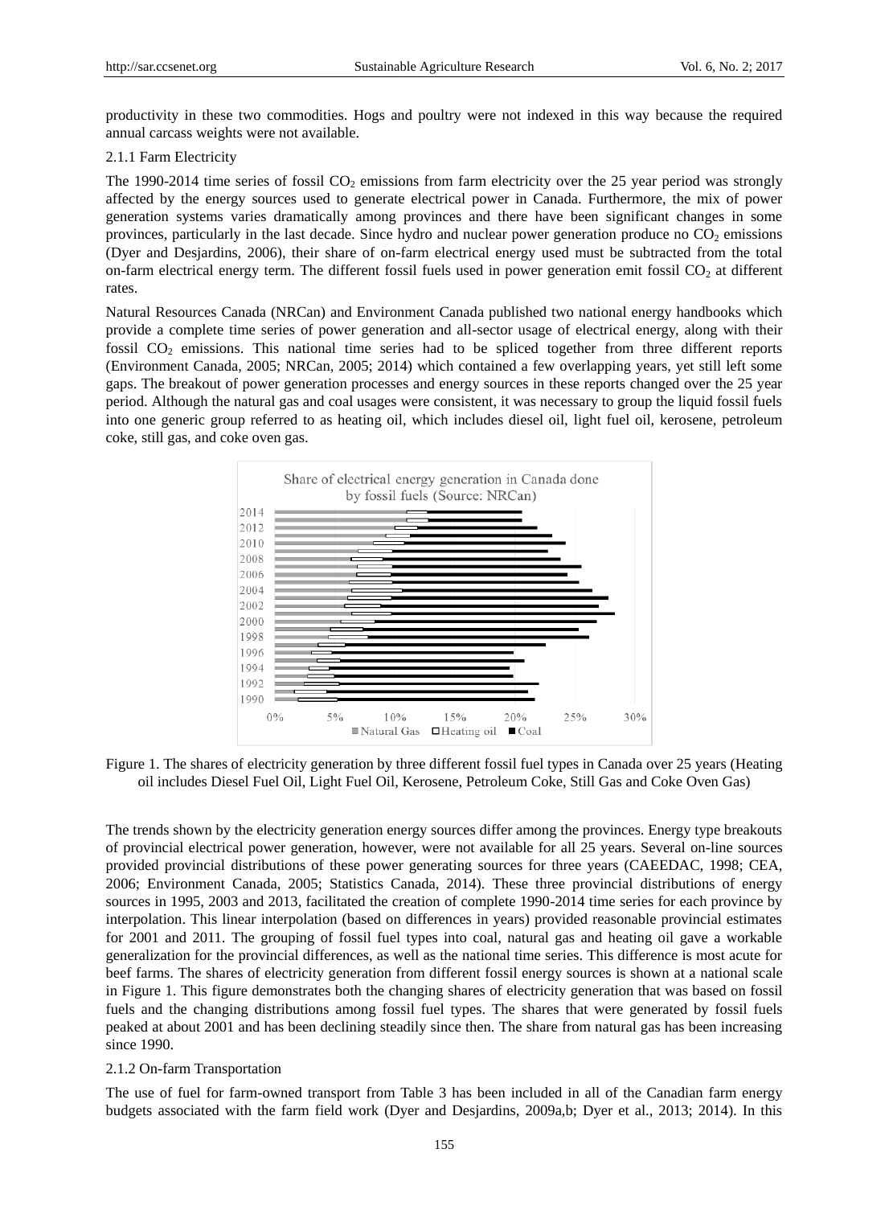productivity in these two commodities. Hogs and poultry were not indexed in this way because the required annual carcass weights were not available.

#### 2.1.1 Farm Electricity

The 1990-2014 time series of fossil $CO_2$ emissions from farm electricity over the 25 year period was strongly affected by the energy sources used to generate electrical power in Canada. Furthermore, the mix of power generation systems varies dramatically among provinces and there have been significant changes in some provinces, particularly in the last decade. Since hydro and nuclear power generation produce no $CO_2$ emissions (Dyer and Desjardins, 2006), their share of on-farm electrical energy used must be subtracted from the total on-farm electrical energy term. The different fossil fuels used in power generation emit fossil $CO_2$ at different rates.

Natural Resources Canada (NRCan) and Environment Canada published two national energy handbooks which provide a complete time series of power generation and all-sector usage of electrical energy, along with their fossil $CO_2$ emissions. This national time series had to be spliced together from three different reports (Environment Canada, 2005; NRCan, 2005; 2014) which contained a few overlapping years, yet still left some gaps. The breakout of power generation processes and energy sources in these reports changed over the 25 year period. Although the natural gas and coal usages were consistent, it was necessary to group the liquid fossil fuels into one generic group referred to as heating oil, which includes diesel oil, light fuel oil, kerosene, petroleum coke, still gas, and coke oven gas.

Figure 1. The shares of electricity generation by three different fossil fuel types in Canada over 25 years (Heating oil includes Diesel Fuel Oil, Light Fuel Oil, Kerosene, Petroleum Coke, Still Gas and Coke Oven Gas)

The trends shown by the electricity generation energy sources differ among the provinces. Energy type breakouts of provincial electrical power generation, however, were not available for all 25 years. Several on-line sources provided provincial distributions of these power generating sources for three years (CAEEDAC, 1998; CEA, 2006; Environment Canada, 2005; Statistics Canada, 2014). These three provincial distributions of energy sources in 1995, 2003 and 2013, facilitated the creation of complete 1990-2014 time series for each province by interpolation. This linear interpolation (based on differences in years) provided reasonable provincial estimates for 2001 and 2011. The grouping of fossil fuel types into coal, natural gas and heating oil gave a workable generalization for the provincial differences, as well as the national time series. This difference is most acute for beef farms. The shares of electricity generation from different fossil energy sources is shown at a national scale in Figure 1. This figure demonstrates both the changing shares of electricity generation that was based on fossil fuels and the changing distributions among fossil fuel types. The shares that were generated by fossil fuels peaked at about 2001 and has been declining steadily since then. The share from natural gas has been increasing since 1990.

#### 2.1.2 On-farm Transportation

The use of fuel for farm-owned transport from Table 3 has been included in all of the Canadian farm energy budgets associated with the farm field work (Dyer and Desjardins, 2009a,b; Dyer et al., 2013; 2014). In this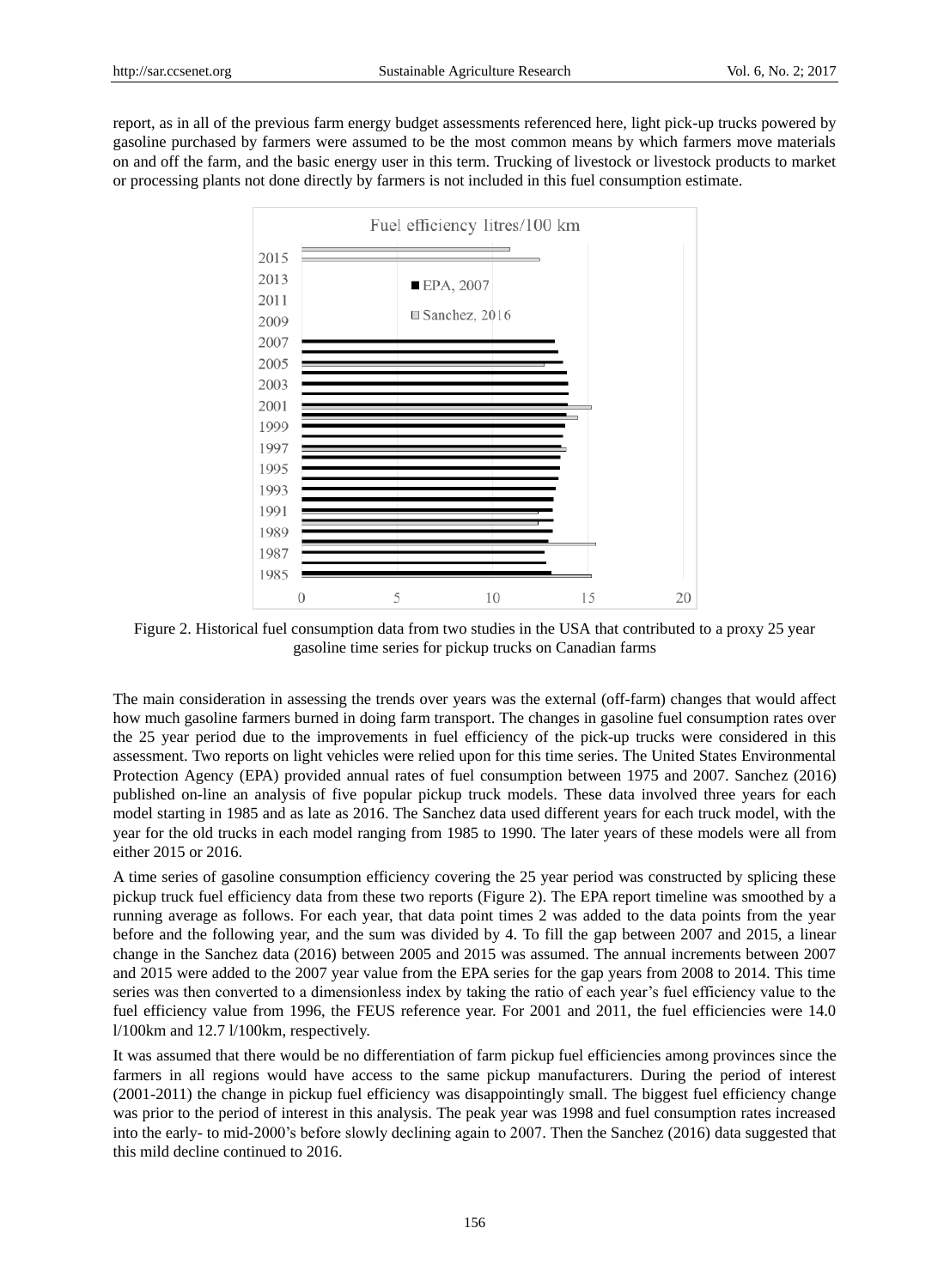report, as in all of the previous farm energy budget assessments referenced here, light pick-up trucks powered by gasoline purchased by farmers were assumed to be the most common means by which farmers move materials on and off the farm, and the basic energy user in this term. Trucking of livestock or livestock products to market or processing plants not done directly by farmers is not included in this fuel consumption estimate.

Figure 2. Historical fuel consumption data from two studies in the USA that contributed to a proxy 25 year gasoline time series for pickup trucks on Canadian farms

The main consideration in assessing the trends over years was the external (off-farm) changes that would affect how much gasoline farmers burned in doing farm transport. The changes in gasoline fuel consumption rates over the 25 year period due to the improvements in fuel efficiency of the pick-up trucks were considered in this assessment. Two reports on light vehicles were relied upon for this time series. The United States Environmental Protection Agency (EPA) provided annual rates of fuel consumption between 1975 and 2007. Sanchez (2016) published on-line an analysis of five popular pickup truck models. These data involved three years for each model starting in 1985 and as late as 2016. The Sanchez data used different years for each truck model, with the year for the old trucks in each model ranging from 1985 to 1990. The later years of these models were all from either 2015 or 2016.

A time series of gasoline consumption efficiency covering the 25 year period was constructed by splicing these pickup truck fuel efficiency data from these two reports (Figure 2). The EPA report timeline was smoothed by a running average as follows. For each year, that data point times 2 was added to the data points from the year before and the following year, and the sum was divided by 4. To fill the gap between 2007 and 2015, a linear change in the Sanchez data (2016) between 2005 and 2015 was assumed. The annual increments between 2007 and 2015 were added to the 2007 year value from the EPA series for the gap years from 2008 to 2014. This time series was then converted to a dimensionless index by taking the ratio of each year's fuel efficiency value to the fuel efficiency value from 1996, the FEUS reference year. For 2001 and 2011, the fuel efficiencies were 14.0 l/100km and 12.7 l/100km, respectively.

It was assumed that there would be no differentiation of farm pickup fuel efficiencies among provinces since the farmers in all regions would have access to the same pickup manufacturers. During the period of interest (2001-2011) the change in pickup fuel efficiency was disappointingly small. The biggest fuel efficiency change was prior to the period of interest in this analysis. The peak year was 1998 and fuel consumption rates increased into the early- to mid-2000's before slowly declining again to 2007. Then the Sanchez (2016) data suggested that this mild decline continued to 2016.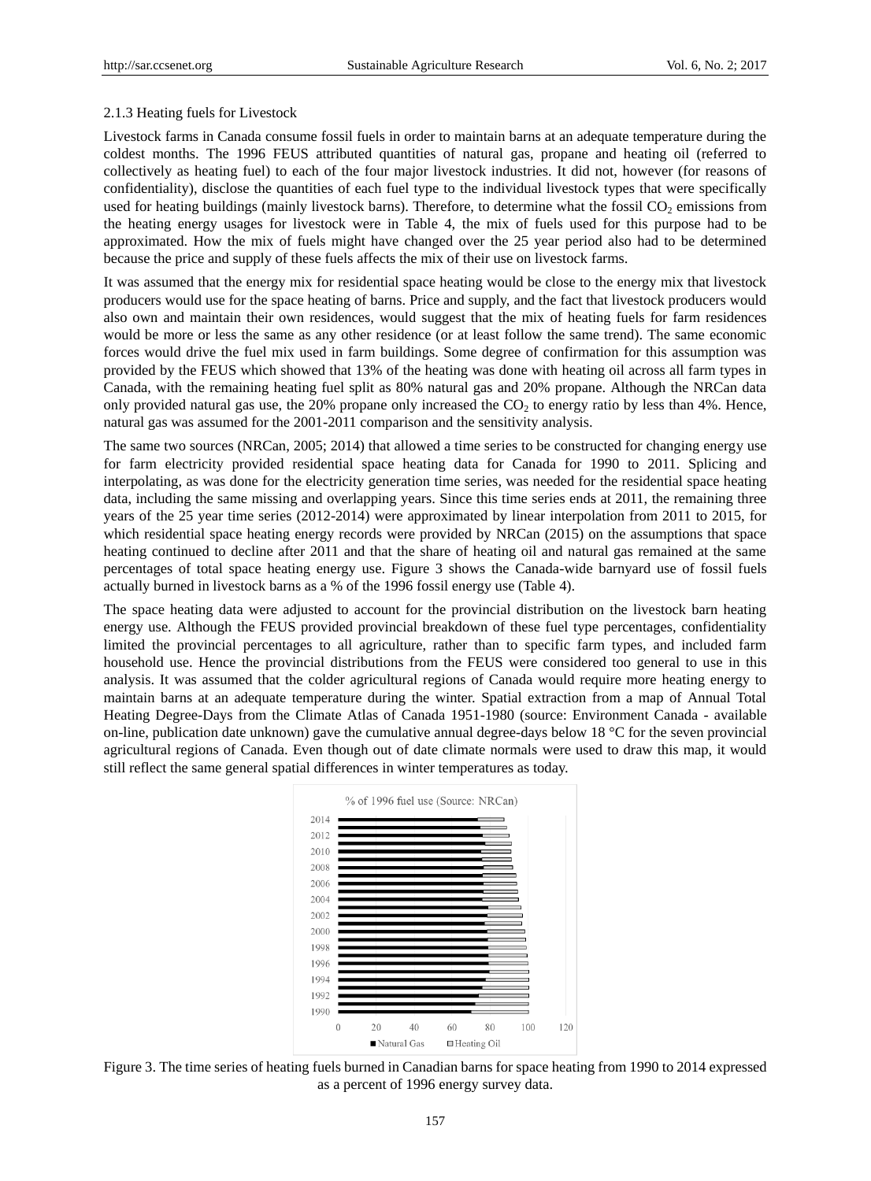### 2.1.3 Heating fuels for Livestock

Livestock farms in Canada consume fossil fuels in order to maintain barns at an adequate temperature during the coldest months. The 1996 FEUS attributed quantities of natural gas, propane and heating oil (referred to collectively as heating fuel) to each of the four major livestock industries. It did not, however (for reasons of confidentiality), disclose the quantities of each fuel type to the individual livestock types that were specifically used for heating buildings (mainly livestock barns). Therefore, to determine what the fossil $CO_2$ emissions from the heating energy usages for livestock were in Table 4, the mix of fuels used for this purpose had to be approximated. How the mix of fuels might have changed over the 25 year period also had to be determined because the price and supply of these fuels affects the mix of their use on livestock farms.

It was assumed that the energy mix for residential space heating would be close to the energy mix that livestock producers would use for the space heating of barns. Price and supply, and the fact that livestock producers would also own and maintain their own residences, would suggest that the mix of heating fuels for farm residences would be more or less the same as any other residence (or at least follow the same trend). The same economic forces would drive the fuel mix used in farm buildings. Some degree of confirmation for this assumption was provided by the FEUS which showed that 13% of the heating was done with heating oil across all farm types in Canada, with the remaining heating fuel split as 80% natural gas and 20% propane. Although the NRCan data only provided natural gas use, the 20% propane only increased the $CO_2$ to energy ratio by less than 4%. Hence, natural gas was assumed for the 2001-2011 comparison and the sensitivity analysis.

The same two sources (NRCan, 2005; 2014) that allowed a time series to be constructed for changing energy use for farm electricity provided residential space heating data for Canada for 1990 to 2011. Splicing and interpolating, as was done for the electricity generation time series, was needed for the residential space heating data, including the same missing and overlapping years. Since this time series ends at 2011, the remaining three years of the 25 year time series (2012-2014) were approximated by linear interpolation from 2011 to 2015, for which residential space heating energy records were provided by NRCan (2015) on the assumptions that space heating continued to decline after 2011 and that the share of heating oil and natural gas remained at the same percentages of total space heating energy use. Figure 3 shows the Canada-wide barnyard use of fossil fuels actually burned in livestock barns as a % of the 1996 fossil energy use (Table 4).

The space heating data were adjusted to account for the provincial distribution on the livestock barn heating energy use. Although the FEUS provided provincial breakdown of these fuel type percentages, confidentiality limited the provincial percentages to all agriculture, rather than to specific farm types, and included farm household use. Hence the provincial distributions from the FEUS were considered too general to use in this analysis. It was assumed that the colder agricultural regions of Canada would require more heating energy to maintain barns at an adequate temperature during the winter. Spatial extraction from a map of Annual Total Heating Degree-Days from the Climate Atlas of Canada 1951-1980 (source: Environment Canada - available on-line, publication date unknown) gave the cumulative annual degree-days below 18 °C for the seven provincial agricultural regions of Canada. Even though out of date climate normals were used to draw this map, it would still reflect the same general spatial differences in winter temperatures as today.

Figure 3. The time series of heating fuels burned in Canadian barns for space heating from 1990 to 2014 expressed as a percent of 1996 energy survey data.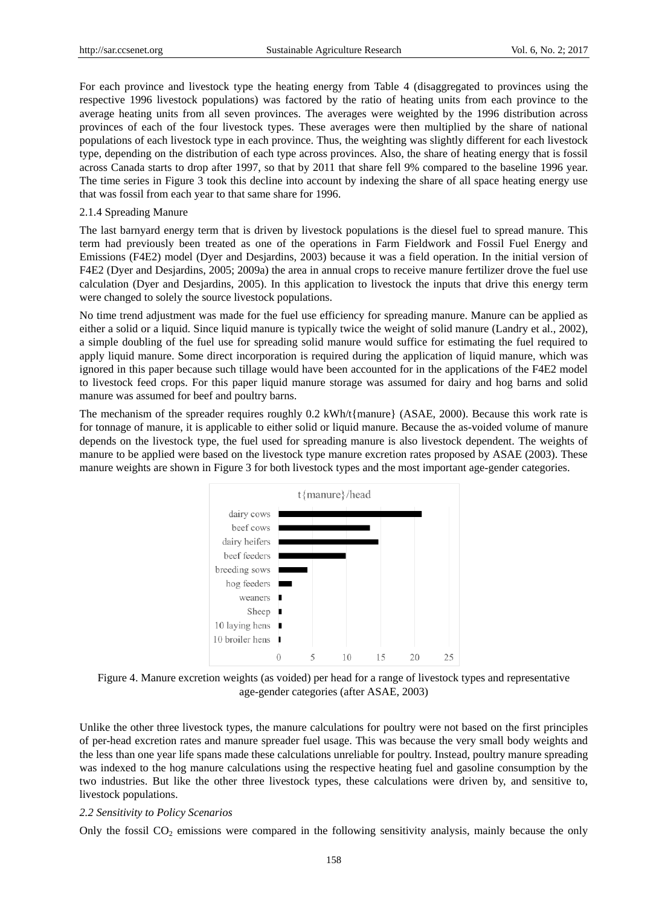For each province and livestock type the heating energy from Table 4 (disaggregated to provinces using the respective 1996 livestock populations) was factored by the ratio of heating units from each province to the average heating units from all seven provinces. The averages were weighted by the 1996 distribution across provinces of each of the four livestock types. These averages were then multiplied by the share of national populations of each livestock type in each province. Thus, the weighting was slightly different for each livestock type, depending on the distribution of each type across provinces. Also, the share of heating energy that is fossil across Canada starts to drop after 1997, so that by 2011 that share fell 9% compared to the baseline 1996 year. The time series in Figure 3 took this decline into account by indexing the share of all space heating energy use that was fossil from each year to that same share for 1996.

### 2.1.4 Spreading Manure

The last barnyard energy term that is driven by livestock populations is the diesel fuel to spread manure. This term had previously been treated as one of the operations in Farm Fieldwork and Fossil Fuel Energy and Emissions (F4E2) model (Dyer and Desjardins, 2003) because it was a field operation. In the initial version of F4E2 (Dyer and Desjardins, 2005; 2009a) the area in annual crops to receive manure fertilizer drove the fuel use calculation (Dyer and Desjardins, 2005). In this application to livestock the inputs that drive this energy term were changed to solely the source livestock populations.

No time trend adjustment was made for the fuel use efficiency for spreading manure. Manure can be applied as either a solid or a liquid. Since liquid manure is typically twice the weight of solid manure (Landry et al., 2002), a simple doubling of the fuel use for spreading solid manure would suffice for estimating the fuel required to apply liquid manure. Some direct incorporation is required during the application of liquid manure, which was ignored in this paper because such tillage would have been accounted for in the applications of the F4E2 model to livestock feed crops. For this paper liquid manure storage was assumed for dairy and hog barns and solid manure was assumed for beef and poultry barns.

The mechanism of the spreader requires roughly 0.2 kWh/t{manure} (ASAE, 2000). Because this work rate is for tonnage of manure, it is applicable to either solid or liquid manure. Because the as-voided volume of manure depends on the livestock type, the fuel used for spreading manure is also livestock dependent. The weights of manure to be applied were based on the livestock type manure excretion rates proposed by ASAE (2003). These manure weights are shown in Figure 3 for both livestock types and the most important age-gender categories.

Figure 4. Manure excretion weights (as voided) per head for a range of livestock types and representative age-gender categories (after ASAE, 2003)

Unlike the other three livestock types, the manure calculations for poultry were not based on the first principles of per-head excretion rates and manure spreader fuel usage. This was because the very small body weights and the less than one year life spans made these calculations unreliable for poultry. Instead, poultry manure spreading was indexed to the hog manure calculations using the respective heating fuel and gasoline consumption by the two industries. But like the other three livestock types, these calculations were driven by, and sensitive to, livestock populations.

### *2.2 Sensitivity to Policy Scenarios*

Only the fossil $CO_2$ emissions were compared in the following sensitivity analysis, mainly because the only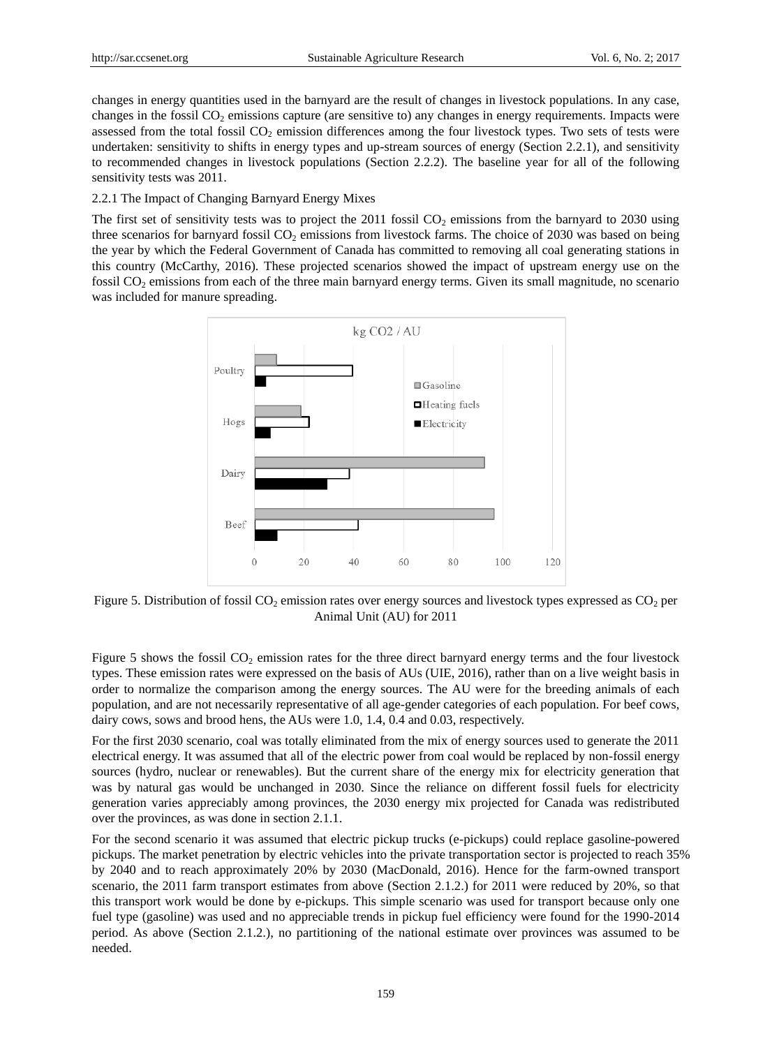changes in energy quantities used in the barnyard are the result of changes in livestock populations. In any case, changes in the fossil $CO_2$ emissions capture (are sensitive to) any changes in energy requirements. Impacts were assessed from the total fossil $CO_2$ emission differences among the four livestock types. Two sets of tests were undertaken: sensitivity to shifts in energy types and up-stream sources of energy (Section 2.2.1), and sensitivity to recommended changes in livestock populations (Section 2.2.2). The baseline year for all of the following sensitivity tests was 2011.

### 2.2.1 The Impact of Changing Barnyard Energy Mixes

The first set of sensitivity tests was to project the 2011 fossil $CO_2$ emissions from the barnyard to 2030 using three scenarios for barnyard fossil $CO_2$ emissions from livestock farms. The choice of 2030 was based on being the year by which the Federal Government of Canada has committed to removing all coal generating stations in this country (McCarthy, 2016). These projected scenarios showed the impact of upstream energy use on the fossil $CO_2$ emissions from each of the three main barnyard energy terms. Given its small magnitude, no scenario was included for manure spreading.

Figure 5. Distribution of fossil $CO_2$ emission rates over energy sources and livestock types expressed as $CO_2$ per Animal Unit (AU) for 2011

Figure 5 shows the fossil $CO_2$ emission rates for the three direct barnyard energy terms and the four livestock types. These emission rates were expressed on the basis of AUs (UIE, 2016), rather than on a live weight basis in order to normalize the comparison among the energy sources. The AU were for the breeding animals of each population, and are not necessarily representative of all age-gender categories of each population. For beef cows, dairy cows, sows and brood hens, the AUs were 1.0, 1.4, 0.4 and 0.03, respectively.

For the first 2030 scenario, coal was totally eliminated from the mix of energy sources used to generate the 2011 electrical energy. It was assumed that all of the electric power from coal would be replaced by non-fossil energy sources (hydro, nuclear or renewables). But the current share of the energy mix for electricity generation that was by natural gas would be unchanged in 2030. Since the reliance on different fossil fuels for electricity generation varies appreciably among provinces, the 2030 energy mix projected for Canada was redistributed over the provinces, as was done in section 2.1.1.

For the second scenario it was assumed that electric pickup trucks (e-pickups) could replace gasoline-powered pickups. The market penetration by electric vehicles into the private transportation sector is projected to reach 35% by 2040 and to reach approximately 20% by 2030 (MacDonald, 2016). Hence for the farm-owned transport scenario, the 2011 farm transport estimates from above (Section 2.1.2.) for 2011 were reduced by 20%, so that this transport work would be done by e-pickups. This simple scenario was used for transport because only one fuel type (gasoline) was used and no appreciable trends in pickup fuel efficiency were found for the 1990-2014 period. As above (Section 2.1.2.), no partitioning of the national estimate over provinces was assumed to be needed.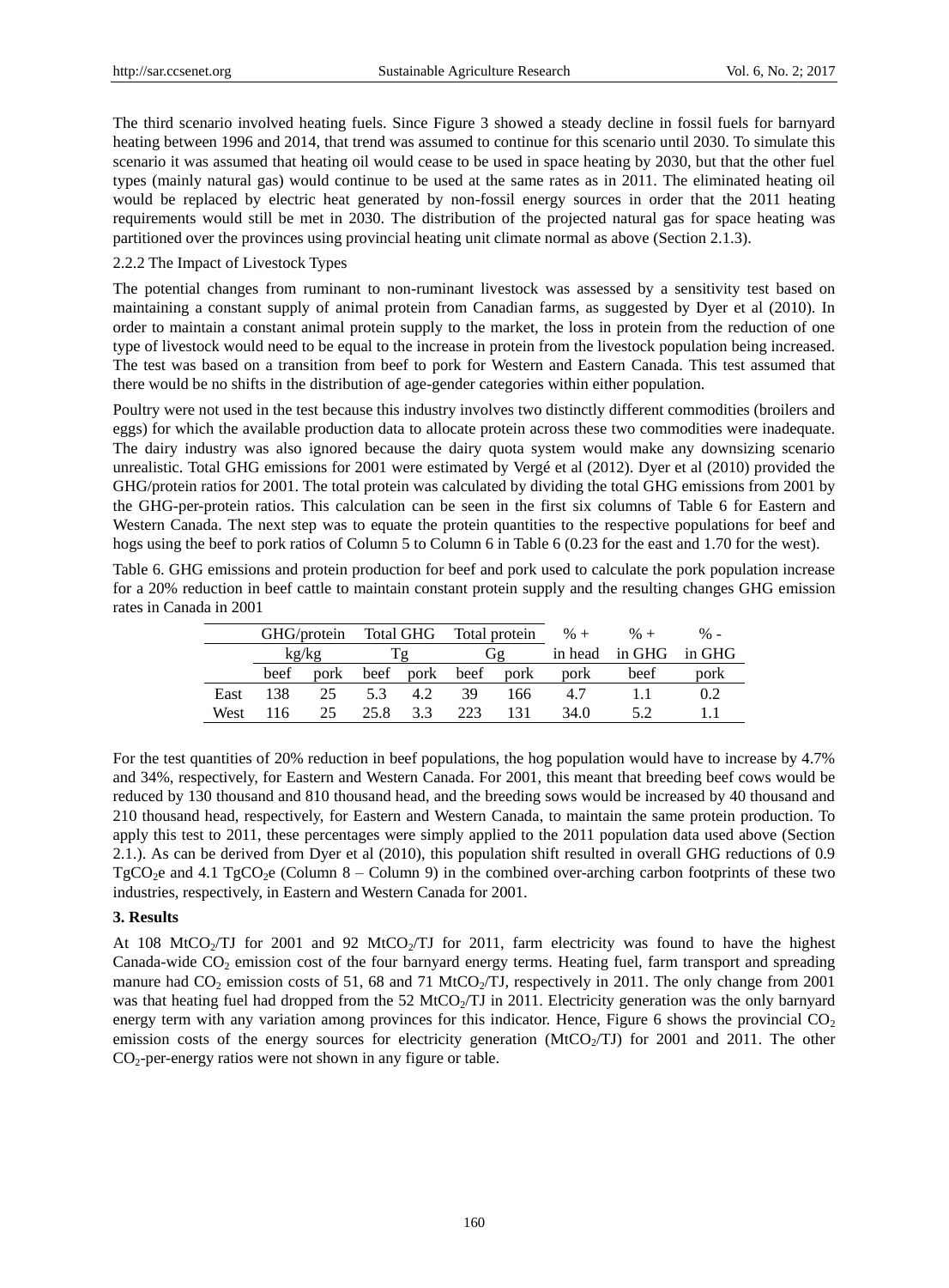The third scenario involved heating fuels. Since Figure 3 showed a steady decline in fossil fuels for barnyard heating between 1996 and 2014, that trend was assumed to continue for this scenario until 2030. To simulate this scenario it was assumed that heating oil would cease to be used in space heating by 2030, but that the other fuel types (mainly natural gas) would continue to be used at the same rates as in 2011. The eliminated heating oil would be replaced by electric heat generated by non-fossil energy sources in order that the 2011 heating requirements would still be met in 2030. The distribution of the projected natural gas for space heating was partitioned over the provinces using provincial heating unit climate normal as above (Section 2.1.3).

2.2.2 The Impact of Livestock Types

The potential changes from ruminant to non-ruminant livestock was assessed by a sensitivity test based on maintaining a constant supply of animal protein from Canadian farms, as suggested by Dyer et al (2010). In order to maintain a constant animal protein supply to the market, the loss in protein from the reduction of one type of livestock would need to be equal to the increase in protein from the livestock population being increased. The test was based on a transition from beef to pork for Western and Eastern Canada. This test assumed that there would be no shifts in the distribution of age-gender categories within either population.

Poultry were not used in the test because this industry involves two distinctly different commodities (broilers and eggs) for which the available production data to allocate protein across these two commodities were inadequate. The dairy industry was also ignored because the dairy quota system would make any downsizing scenario unrealistic. Total GHG emissions for 2001 were estimated by Vergé et al (2012). Dyer et al (2010) provided the GHG/protein ratios for 2001. The total protein was calculated by dividing the total GHG emissions from 2001 by the GHG-per-protein ratios. This calculation can be seen in the first six columns of Table 6 for Eastern and Western Canada. The next step was to equate the protein quantities to the respective populations for beef and hogs using the beef to pork ratios of Column 5 to Column 6 in Table 6 (0.23 for the east and 1.70 for the west).

Table 6. GHG emissions and protein production for beef and pork used to calculate the pork population increase for a 20% reduction in beef cattle to maintain constant protein supply and the resulting changes GHG emission rates in Canada in 2001

| | GHG/protein | | Total GHG | | Total protein | | % + | % + | % - |
|---|---|---|---|---|---|---|---|---|---|
| | kg/kg | | Tg | | Gg | | in head | in GHG | in GHG |
| | beef | pork | beef | pork | beef | pork | pork | beef | pork |
| East | 138 | 25 | 5.3 | 4.2 | 39 | 166 | 4.7 | 1.1 | 0.2 |
| West | 116 | 25 | 25.8 | 3.3 | 223 | 131 | 34.0 | 5.2 | 1.1 |

For the test quantities of 20% reduction in beef populations, the hog population would have to increase by 4.7% and 34%, respectively, for Eastern and Western Canada. For 2001, this meant that breeding beef cows would be reduced by 130 thousand and 810 thousand head, and the breeding sows would be increased by 40 thousand and 210 thousand head, respectively, for Eastern and Western Canada, to maintain the same protein production. To apply this test to 2011, these percentages were simply applied to the 2011 population data used above (Section 2.1.). As can be derived from Dyer et al (2010), this population shift resulted in overall GHG reductions of 0.9 $TgCO_2e$ and 4.1 $TgCO_2e$ (Column 8 – Column 9) in the combined over-arching carbon footprints of these two industries, respectively, in Eastern and Western Canada for 2001.

**3. Results**

At 108 $MtCO_2/TJ$ for 2001 and 92 $MtCO_2/TJ$ for 2011, farm electricity was found to have the highest Canada-wide $CO_2$ emission cost of the four barnyard energy terms. Heating fuel, farm transport and spreading manure had $CO_2$ emission costs of 51, 68 and 71 $MtCO_2/TJ$, respectively in 2011. The only change from 2001 was that heating fuel had dropped from the 52 $MtCO_2/TJ$ in 2011. Electricity generation was the only barnyard energy term with any variation among provinces for this indicator. Hence, Figure 6 shows the provincial $CO_2$ emission costs of the energy sources for electricity generation ($MtCO_2/TJ$) for 2001 and 2011. The other $CO_2$-per-energy ratios were not shown in any figure or table.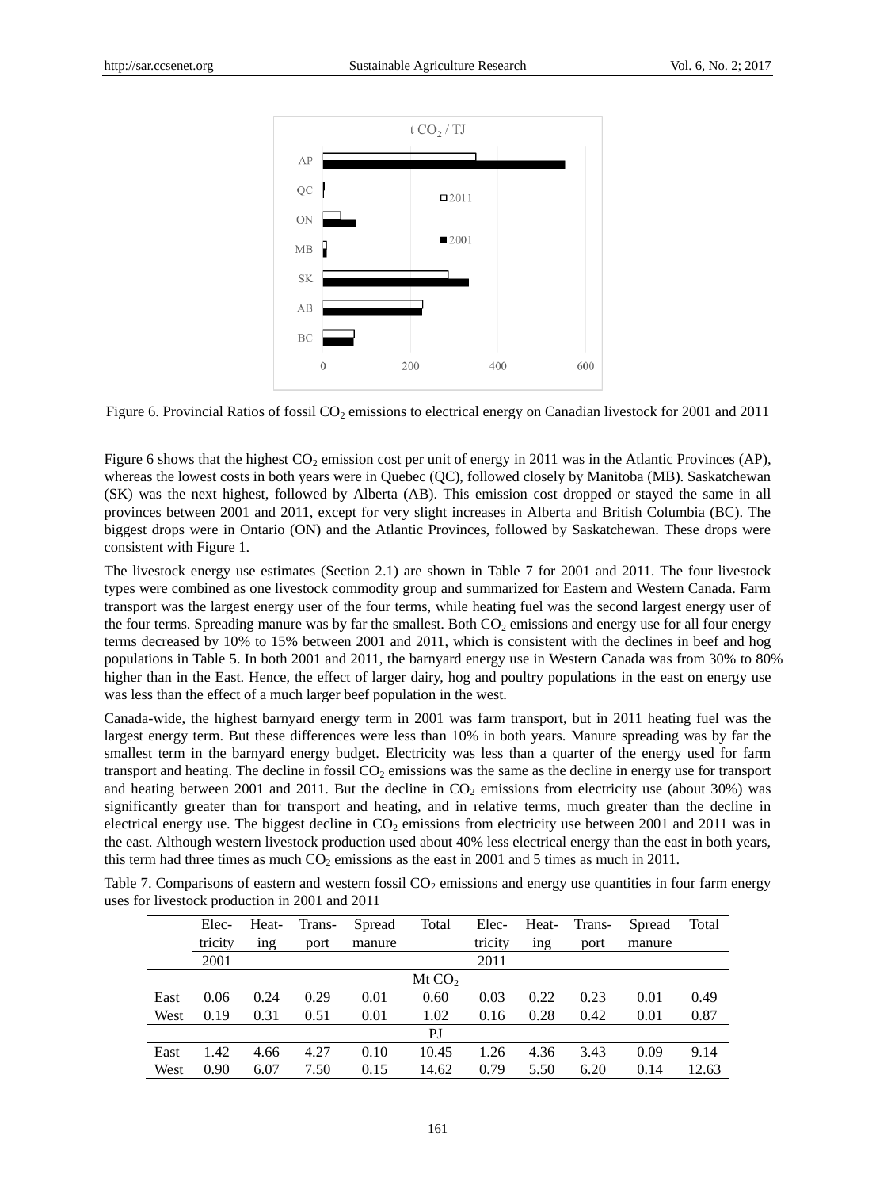Figure 6. Provincial Ratios of fossil $CO_2$ emissions to electrical energy on Canadian livestock for 2001 and 2011

Figure 6 shows that the highest $CO_2$ emission cost per unit of energy in 2011 was in the Atlantic Provinces (AP), whereas the lowest costs in both years were in Quebec (QC), followed closely by Manitoba (MB). Saskatchewan (SK) was the next highest, followed by Alberta (AB). This emission cost dropped or stayed the same in all provinces between 2001 and 2011, except for very slight increases in Alberta and British Columbia (BC). The biggest drops were in Ontario (ON) and the Atlantic Provinces, followed by Saskatchewan. These drops were consistent with Figure 1.

The livestock energy use estimates (Section 2.1) are shown in Table 7 for 2001 and 2011. The four livestock types were combined as one livestock commodity group and summarized for Eastern and Western Canada. Farm transport was the largest energy user of the four terms, while heating fuel was the second largest energy user of the four terms. Spreading manure was by far the smallest. Both $CO_2$ emissions and energy use for all four energy terms decreased by 10% to 15% between 2001 and 2011, which is consistent with the declines in beef and hog populations in Table 5. In both 2001 and 2011, the barnyard energy use in Western Canada was from 30% to 80% higher than in the East. Hence, the effect of larger dairy, hog and poultry populations in the east on energy use was less than the effect of a much larger beef population in the west.

Canada-wide, the highest barnyard energy term in 2001 was farm transport, but in 2011 heating fuel was the largest energy term. But these differences were less than 10% in both years. Manure spreading was by far the smallest term in the barnyard energy budget. Electricity was less than a quarter of the energy used for farm transport and heating. The decline in fossil $CO_2$ emissions was the same as the decline in energy use for transport and heating between 2001 and 2011. But the decline in $CO_2$ emissions from electricity use (about 30%) was significantly greater than for transport and heating, and in relative terms, much greater than the decline in electrical energy use. The biggest decline in $CO_2$ emissions from electricity use between 2001 and 2011 was in the east. Although western livestock production used about 40% less electrical energy than the east in both years, this term had three times as much $CO_2$ emissions as the east in 2001 and 5 times as much in 2011.

Table 7. Comparisons of eastern and western fossil $CO_2$ emissions and energy use quantities in four farm energy uses for livestock production in 2001 and 2011

| | Electricity | Heating | Transport | Spread manure | Total | Electricity | Heating | Transport | Spread manure | Total |
|---|---|---|---|---|---|---|---|---|---|---|
| | 2001 | | | | | 2011 | | | | |
| | | | | | Mt $CO_2$ | | | | | |
| East | 0.06 | 0.24 | 0.29 | 0.01 | 0.60 | 0.03 | 0.22 | 0.23 | 0.01 | 0.49 |
| West | 0.19 | 0.31 | 0.51 | 0.01 | 1.02 | 0.16 | 0.28 | 0.42 | 0.01 | 0.87 |
| | | | | | PJ | | | | | |
| East | 1.42 | 4.66 | 4.27 | 0.10 | 10.45 | 1.26 | 4.36 | 3.43 | 0.09 | 9.14 |
| West | 0.90 | 6.07 | 7.50 | 0.15 | 14.62 | 0.79 | 5.50 | 6.20 | 0.14 | 12.63 |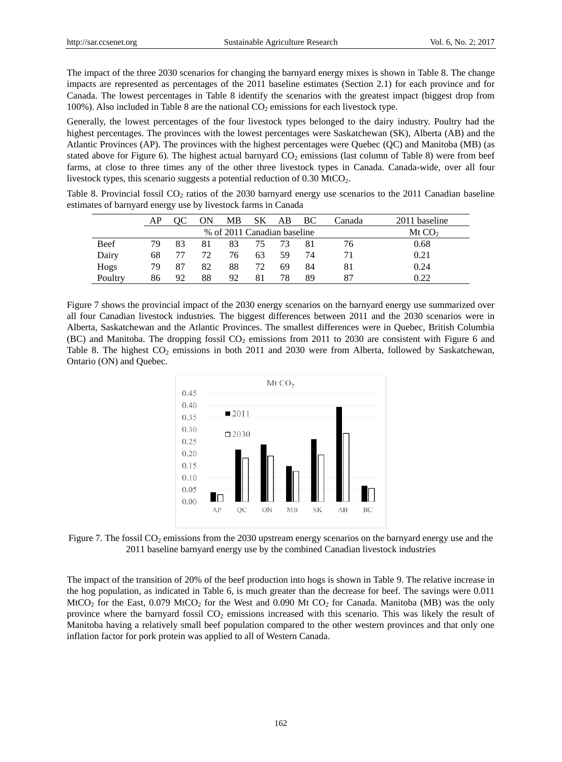The impact of the three 2030 scenarios for changing the barnyard energy mixes is shown in Table 8. The change impacts are represented as percentages of the 2011 baseline estimates (Section 2.1) for each province and for Canada. The lowest percentages in Table 8 identify the scenarios with the greatest impact (biggest drop from 100%). Also included in Table 8 are the national $CO_2$ emissions for each livestock type.

Generally, the lowest percentages of the four livestock types belonged to the dairy industry. Poultry had the highest percentages. The provinces with the lowest percentages were Saskatchewan (SK), Alberta (AB) and the Atlantic Provinces (AP). The provinces with the highest percentages were Quebec (QC) and Manitoba (MB) (as stated above for Figure 6). The highest actual barnyard $CO_2$ emissions (last column of Table 8) were from beef farms, at close to three times any of the other three livestock types in Canada. Canada-wide, over all four livestock types, this scenario suggests a potential reduction of 0.30 $MtCO_2$.

Table 8. Provincial fossil $CO_2$ ratios of the 2030 barnyard energy use scenarios to the 2011 Canadian baseline estimates of barnyard energy use by livestock farms in Canada

| | AP | QC | ON | MB | SK | AB | BC | Canada | 2011 baseline |
|---|---|---|---|---|---|---|---|---|---|
| | % of 2011 Canadian baseline | | | | | | | | Mt $CO_2$ |
| Beef | 79 | 83 | 81 | 83 | 75 | 73 | 81 | 76 | 0.68 |
| Dairy | 68 | 77 | 72 | 76 | 63 | 59 | 74 | 71 | 0.21 |
| Hogs | 79 | 87 | 82 | 88 | 72 | 69 | 84 | 81 | 0.24 |
| Poultry | 86 | 92 | 88 | 92 | 81 | 78 | 89 | 87 | 0.22 |

Figure 7 shows the provincial impact of the 2030 energy scenarios on the barnyard energy use summarized over all four Canadian livestock industries. The biggest differences between 2011 and the 2030 scenarios were in Alberta, Saskatchewan and the Atlantic Provinces. The smallest differences were in Quebec, British Columbia (BC) and Manitoba. The dropping fossil $CO_2$ emissions from 2011 to 2030 are consistent with Figure 6 and Table 8. The highest $CO_2$ emissions in both 2011 and 2030 were from Alberta, followed by Saskatchewan, Ontario (ON) and Quebec.

Figure 7. The fossil $CO_2$ emissions from the 2030 upstream energy scenarios on the barnyard energy use and the 2011 baseline barnyard energy use by the combined Canadian livestock industries

The impact of the transition of 20% of the beef production into hogs is shown in Table 9. The relative increase in the hog population, as indicated in Table 6, is much greater than the decrease for beef. The savings were 0.011 $MtCO_2$ for the East, 0.079 $MtCO_2$ for the West and 0.090 Mt $CO_2$ for Canada. Manitoba (MB) was the only province where the barnyard fossil $CO_2$ emissions increased with this scenario. This was likely the result of Manitoba having a relatively small beef population compared to the other western provinces and that only one inflation factor for pork protein was applied to all of Western Canada.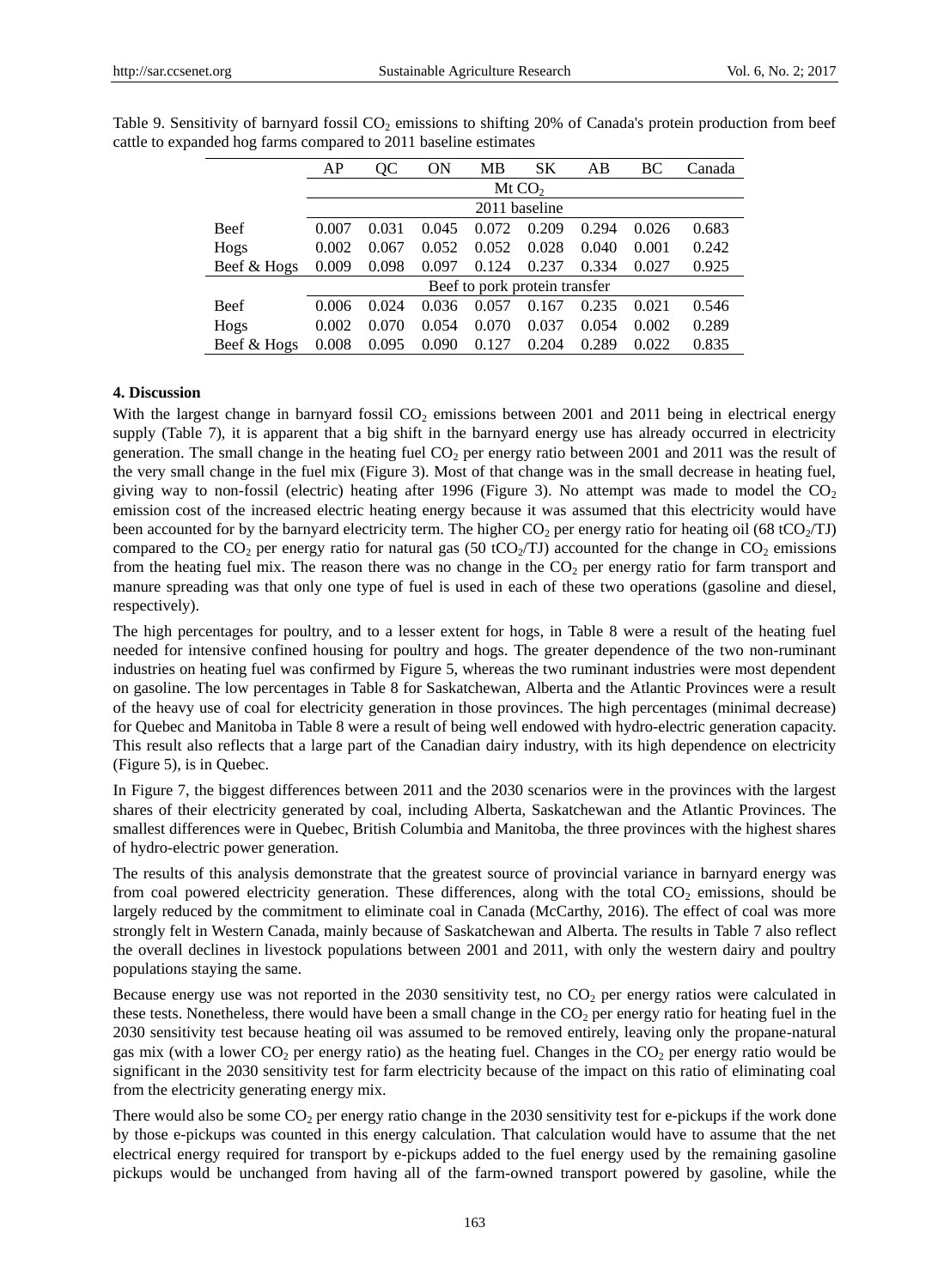Table 9. Sensitivity of barnyard fossil $CO_2$ emissions to shifting 20% of Canada's protein production from beef cattle to expanded hog farms compared to 2011 baseline estimates

| | AP | QC | ON | MB | SK | AB | BC | Canada |
|---|---|---|---|---|---|---|---|---|
| | Mt $CO_2$ | | | | | | | |
| | 2011 baseline | | | | | | | |
| Beef | 0.007 | 0.031 | 0.045 | 0.072 | 0.209 | 0.294 | 0.026 | 0.683 |
| Hogs | 0.002 | 0.067 | 0.052 | 0.052 | 0.028 | 0.040 | 0.001 | 0.242 |
| Beef & Hogs | 0.009 | 0.098 | 0.097 | 0.124 | 0.237 | 0.334 | 0.027 | 0.925 |
| | Beef to pork protein transfer | | | | | | | |
| Beef | 0.006 | 0.024 | 0.036 | 0.057 | 0.167 | 0.235 | 0.021 | 0.546 |
| Hogs | 0.002 | 0.070 | 0.054 | 0.070 | 0.037 | 0.054 | 0.002 | 0.289 |
| Beef & Hogs | 0.008 | 0.095 | 0.090 | 0.127 | 0.204 | 0.289 | 0.022 | 0.835 |

## 4. Discussion

With the largest change in barnyard fossil $CO_2$ emissions between 2001 and 2011 being in electrical energy supply (Table 7), it is apparent that a big shift in the barnyard energy use has already occurred in electricity generation. The small change in the heating fuel $CO_2$ per energy ratio between 2001 and 2011 was the result of the very small change in the fuel mix (Figure 3). Most of that change was in the small decrease in heating fuel, giving way to non-fossil (electric) heating after 1996 (Figure 3). No attempt was made to model the $CO_2$ emission cost of the increased electric heating energy because it was assumed that this electricity would have been accounted for by the barnyard electricity term. The higher $CO_2$ per energy ratio for heating oil (68 $tCO_2$/TJ) compared to the $CO_2$ per energy ratio for natural gas (50 $tCO_2$/TJ) accounted for the change in $CO_2$ emissions from the heating fuel mix. The reason there was no change in the $CO_2$ per energy ratio for farm transport and manure spreading was that only one type of fuel is used in each of these two operations (gasoline and diesel, respectively).

The high percentages for poultry, and to a lesser extent for hogs, in Table 8 were a result of the heating fuel needed for intensive confined housing for poultry and hogs. The greater dependence of the two non-ruminant industries on heating fuel was confirmed by Figure 5, whereas the two ruminant industries were most dependent on gasoline. The low percentages in Table 8 for Saskatchewan, Alberta and the Atlantic Provinces were a result of the heavy use of coal for electricity generation in those provinces. The high percentages (minimal decrease) for Quebec and Manitoba in Table 8 were a result of being well endowed with hydro-electric generation capacity. This result also reflects that a large part of the Canadian dairy industry, with its high dependence on electricity (Figure 5), is in Quebec.

In Figure 7, the biggest differences between 2011 and the 2030 scenarios were in the provinces with the largest shares of their electricity generated by coal, including Alberta, Saskatchewan and the Atlantic Provinces. The smallest differences were in Quebec, British Columbia and Manitoba, the three provinces with the highest shares of hydro-electric power generation.

The results of this analysis demonstrate that the greatest source of provincial variance in barnyard energy was from coal powered electricity generation. These differences, along with the total $CO_2$ emissions, should be largely reduced by the commitment to eliminate coal in Canada (McCarthy, 2016). The effect of coal was more strongly felt in Western Canada, mainly because of Saskatchewan and Alberta. The results in Table 7 also reflect the overall declines in livestock populations between 2001 and 2011, with only the western dairy and poultry populations staying the same.

Because energy use was not reported in the 2030 sensitivity test, no $CO_2$ per energy ratios were calculated in these tests. Nonetheless, there would have been a small change in the $CO_2$ per energy ratio for heating fuel in the 2030 sensitivity test because heating oil was assumed to be removed entirely, leaving only the propane-natural gas mix (with a lower $CO_2$ per energy ratio) as the heating fuel. Changes in the $CO_2$ per energy ratio would be significant in the 2030 sensitivity test for farm electricity because of the impact on this ratio of eliminating coal from the electricity generating energy mix.

There would also be some $CO_2$ per energy ratio change in the 2030 sensitivity test for e-pickups if the work done by those e-pickups was counted in this energy calculation. That calculation would have to assume that the net electrical energy required for transport by e-pickups added to the fuel energy used by the remaining gasoline pickups would be unchanged from having all of the farm-owned transport powered by gasoline, while the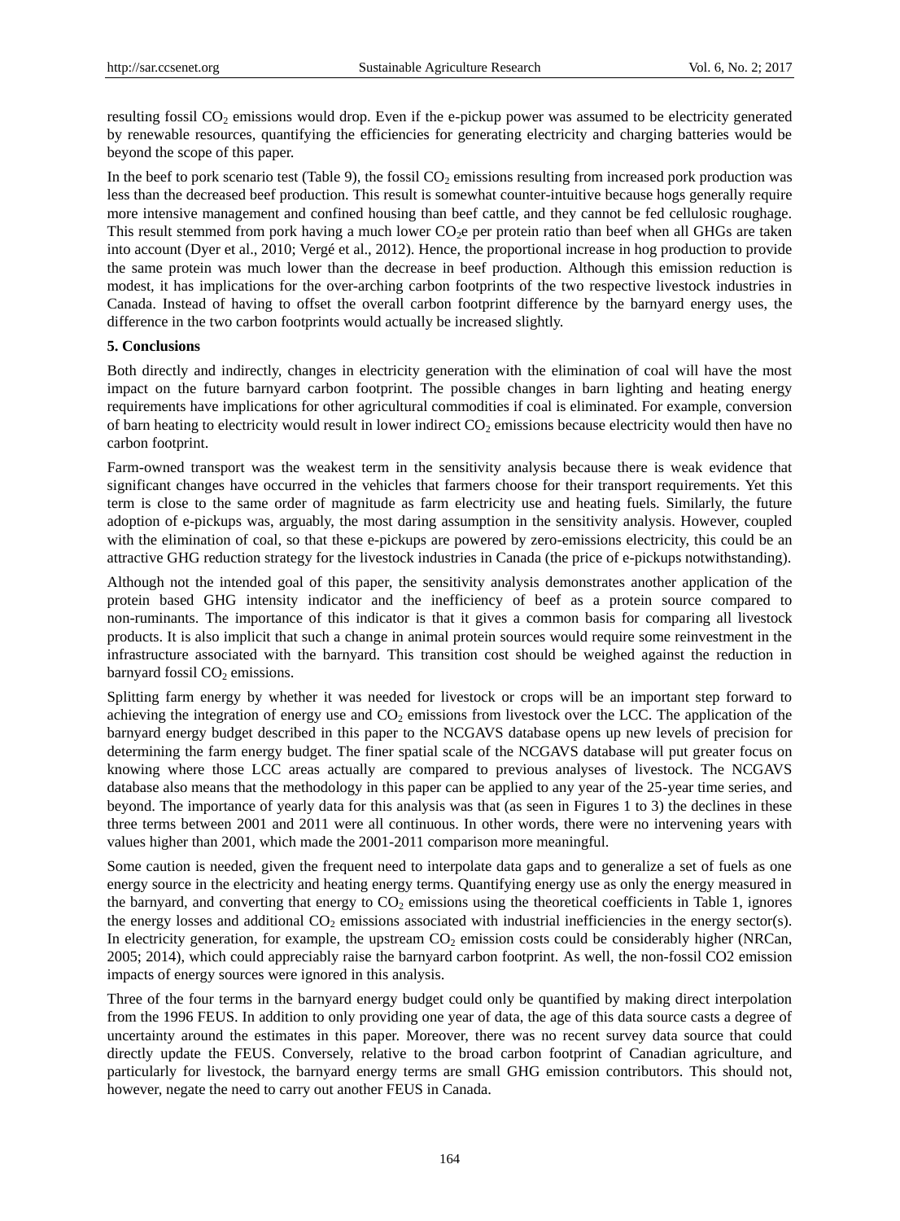resulting fossil $CO_2$ emissions would drop. Even if the e-pickup power was assumed to be electricity generated by renewable resources, quantifying the efficiencies for generating electricity and charging batteries would be beyond the scope of this paper.

In the beef to pork scenario test (Table 9), the fossil $CO_2$ emissions resulting from increased pork production was less than the decreased beef production. This result is somewhat counter-intuitive because hogs generally require more intensive management and confined housing than beef cattle, and they cannot be fed cellulosic roughage. This result stemmed from pork having a much lower $CO_2$e per protein ratio than beef when all GHGs are taken into account (Dyer et al., 2010; Vergé et al., 2012). Hence, the proportional increase in hog production to provide the same protein was much lower than the decrease in beef production. Although this emission reduction is modest, it has implications for the over-arching carbon footprints of the two respective livestock industries in Canada. Instead of having to offset the overall carbon footprint difference by the barnyard energy uses, the difference in the two carbon footprints would actually be increased slightly.

**5. Conclusions**

Both directly and indirectly, changes in electricity generation with the elimination of coal will have the most impact on the future barnyard carbon footprint. The possible changes in barn lighting and heating energy requirements have implications for other agricultural commodities if coal is eliminated. For example, conversion of barn heating to electricity would result in lower indirect $CO_2$ emissions because electricity would then have no carbon footprint.

Farm-owned transport was the weakest term in the sensitivity analysis because there is weak evidence that significant changes have occurred in the vehicles that farmers choose for their transport requirements. Yet this term is close to the same order of magnitude as farm electricity use and heating fuels. Similarly, the future adoption of e-pickups was, arguably, the most daring assumption in the sensitivity analysis. However, coupled with the elimination of coal, so that these e-pickups are powered by zero-emissions electricity, this could be an attractive GHG reduction strategy for the livestock industries in Canada (the price of e-pickups notwithstanding).

Although not the intended goal of this paper, the sensitivity analysis demonstrates another application of the protein based GHG intensity indicator and the inefficiency of beef as a protein source compared to non-ruminants. The importance of this indicator is that it gives a common basis for comparing all livestock products. It is also implicit that such a change in animal protein sources would require some reinvestment in the infrastructure associated with the barnyard. This transition cost should be weighed against the reduction in barnyard fossil $CO_2$ emissions.

Splitting farm energy by whether it was needed for livestock or crops will be an important step forward to achieving the integration of energy use and $CO_2$ emissions from livestock over the LCC. The application of the barnyard energy budget described in this paper to the NCGAVS database opens up new levels of precision for determining the farm energy budget. The finer spatial scale of the NCGAVS database will put greater focus on knowing where those LCC areas actually are compared to previous analyses of livestock. The NCGAVS database also means that the methodology in this paper can be applied to any year of the 25-year time series, and beyond. The importance of yearly data for this analysis was that (as seen in Figures 1 to 3) the declines in these three terms between 2001 and 2011 were all continuous. In other words, there were no intervening years with values higher than 2001, which made the 2001-2011 comparison more meaningful.

Some caution is needed, given the frequent need to interpolate data gaps and to generalize a set of fuels as one energy source in the electricity and heating energy terms. Quantifying energy use as only the energy measured in the barnyard, and converting that energy to $CO_2$ emissions using the theoretical coefficients in Table 1, ignores the energy losses and additional $CO_2$ emissions associated with industrial inefficiencies in the energy sector(s). In electricity generation, for example, the upstream $CO_2$ emission costs could be considerably higher (NRCan, 2005; 2014), which could appreciably raise the barnyard carbon footprint. As well, the non-fossil CO2 emission impacts of energy sources were ignored in this analysis.

Three of the four terms in the barnyard energy budget could only be quantified by making direct interpolation from the 1996 FEUS. In addition to only providing one year of data, the age of this data source casts a degree of uncertainty around the estimates in this paper. Moreover, there was no recent survey data source that could directly update the FEUS. Conversely, relative to the broad carbon footprint of Canadian agriculture, and particularly for livestock, the barnyard energy terms are small GHG emission contributors. This should not, however, negate the need to carry out another FEUS in Canada.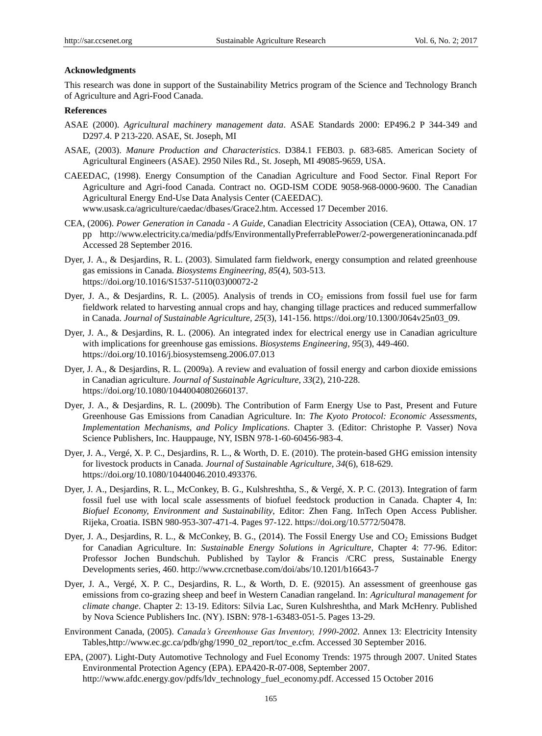**Acknowledgments**

This research was done in support of the Sustainability Metrics program of the Science and Technology Branch of Agriculture and Agri-Food Canada.

**References**

ASAE (2000). *Agricultural machinery management data*. ASAE Standards 2000: EP496.2 P 344-349 and D297.4. P 213-220. ASAE, St. Joseph, MI

ASAE, (2003). *Manure Production and Characteristics*. D384.1 FEB03. p. 683-685. American Society of Agricultural Engineers (ASAE). 2950 Niles Rd., St. Joseph, MI 49085-9659, USA.

CAEEDAC, (1998). Energy Consumption of the Canadian Agriculture and Food Sector. Final Report For Agriculture and Agri-food Canada. Contract no. OGD-ISM CODE 9058-968-0000-9600. The Canadian Agricultural Energy End-Use Data Analysis Center (CAEEDAC). www.usask.ca/agriculture/caedac/dbases/Grace2.htm. Accessed 17 December 2016.

CEA, (2006). *Power Generation in Canada - A Guide*, Canadian Electricity Association (CEA), Ottawa, ON. 17 pp http://www.electricity.ca/media/pdfs/EnvironmentallyPreferrablePower/2-powergenerationincanada.pdf Accessed 28 September 2016.

Dyer, J. A., & Desjardins, R. L. (2003). Simulated farm fieldwork, energy consumption and related greenhouse gas emissions in Canada. *Biosystems Engineering, 85*(4), 503-513. https://doi.org/10.1016/S1537-5110(03)00072-2

Dyer, J. A., & Desjardins, R. L. (2005). Analysis of trends in $CO_2$ emissions from fossil fuel use for farm fieldwork related to harvesting annual crops and hay, changing tillage practices and reduced summerfallow in Canada. *Journal of Sustainable Agriculture, 25*(3), 141-156. https://doi.org/10.1300/J064v25n03_09.

Dyer, J. A., & Desjardins, R. L. (2006). An integrated index for electrical energy use in Canadian agriculture with implications for greenhouse gas emissions. *Biosystems Engineering, 95*(3), 449-460. https://doi.org/10.1016/j.biosystemseng.2006.07.013

Dyer, J. A., & Desjardins, R. L. (2009a). A review and evaluation of fossil energy and carbon dioxide emissions in Canadian agriculture. *Journal of Sustainable Agriculture, 33*(2), 210-228. https://doi.org/10.1080/10440040802660137.

Dyer, J. A., & Desjardins, R. L. (2009b). The Contribution of Farm Energy Use to Past, Present and Future Greenhouse Gas Emissions from Canadian Agriculture. In: *The Kyoto Protocol: Economic Assessments, Implementation Mechanisms, and Policy Implications*. Chapter 3. (Editor: Christophe P. Vasser) Nova Science Publishers, Inc. Hauppauge, NY, ISBN 978-1-60-60456-983-4.

Dyer, J. A., Vergé, X. P. C., Desjardins, R. L., & Worth, D. E. (2010). The protein-based GHG emission intensity for livestock products in Canada. *Journal of Sustainable Agriculture, 34*(6), 618-629. https://doi.org/10.1080/10440046.2010.493376.

Dyer, J. A., Desjardins, R. L., McConkey, B. G., Kulshreshtha, S., & Vergé, X. P. C. (2013). Integration of farm fossil fuel use with local scale assessments of biofuel feedstock production in Canada. Chapter 4, In: *Biofuel Economy, Environment and Sustainability*, Editor: Zhen Fang. InTech Open Access Publisher. Rijeka, Croatia. ISBN 980-953-307-471-4. Pages 97-122. https://doi.org/10.5772/50478.

Dyer, J. A., Desjardins, R. L., & McConkey, B. G., (2014). The Fossil Energy Use and $CO_2$ Emissions Budget for Canadian Agriculture. In: *Sustainable Energy Solutions in Agriculture*, Chapter 4: 77-96. Editor: Professor Jochen Bundschuh. Published by Taylor & Francis /CRC press, Sustainable Energy Developments series, 460. http://www.crcnetbase.com/doi/abs/10.1201/b16643-7

Dyer, J. A., Vergé, X. P. C., Desjardins, R. L., & Worth, D. E. (92015). An assessment of greenhouse gas emissions from co-grazing sheep and beef in Western Canadian rangeland. In: *Agricultural management for climate change*. Chapter 2: 13-19. Editors: Silvia Lac, Suren Kulshreshtha, and Mark McHenry. Published by Nova Science Publishers Inc. (NY). ISBN: 978-1-63483-051-5. Pages 13-29.

Environment Canada, (2005). *Canada's Greenhouse Gas Inventory, 1990-2002*. Annex 13: Electricity Intensity Tables,http://www.ec.gc.ca/pdb/ghg/1990_02_report/toc_e.cfm. Accessed 30 September 2016.

EPA, (2007). Light-Duty Automotive Technology and Fuel Economy Trends: 1975 through 2007. United States Environmental Protection Agency (EPA). EPA420-R-07-008, September 2007. http://www.afdc.energy.gov/pdfs/ldv_technology_fuel_economy.pdf. Accessed 15 October 2016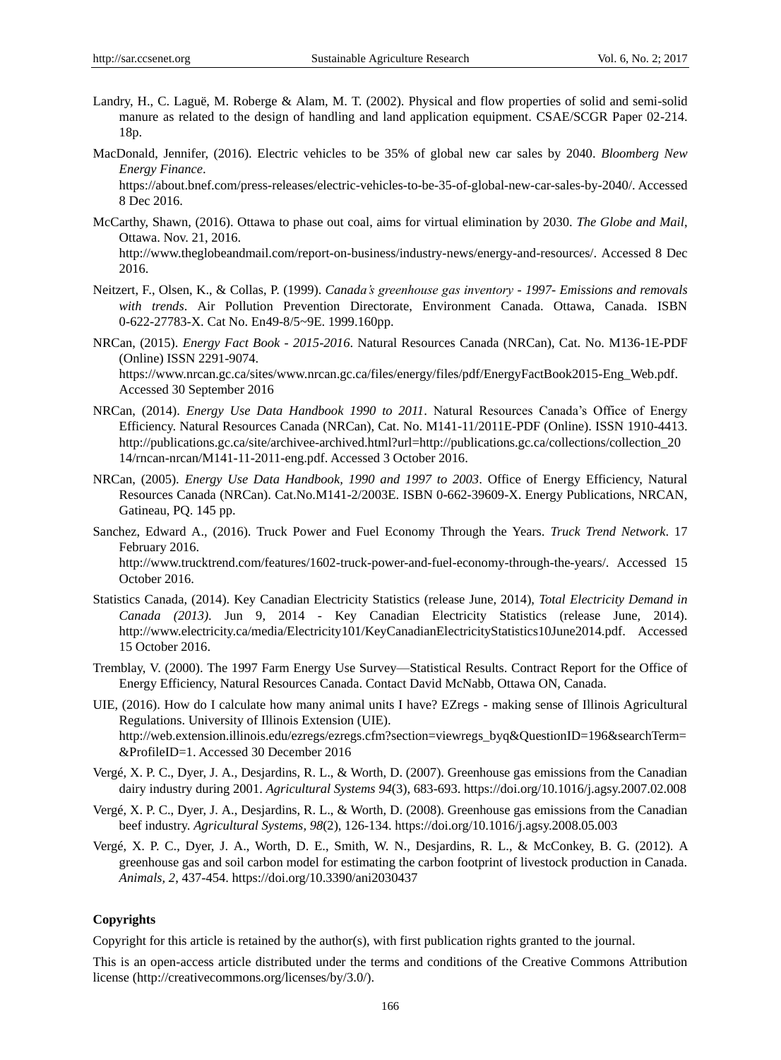Landry, H., C. Laguë, M. Roberge & Alam, M. T. (2002). Physical and flow properties of solid and semi-solid manure as related to the design of handling and land application equipment. CSAE/SCGR Paper 02-214. 18p.

MacDonald, Jennifer, (2016). Electric vehicles to be 35% of global new car sales by 2040. *Bloomberg New Energy Finance*. https://about.bnef.com/press-releases/electric-vehicles-to-be-35-of-global-new-car-sales-by-2040/. Accessed 8 Dec 2016.

McCarthy, Shawn, (2016). Ottawa to phase out coal, aims for virtual elimination by 2030. *The Globe and Mail*, Ottawa. Nov. 21, 2016. http://www.theglobeandmail.com/report-on-business/industry-news/energy-and-resources/. Accessed 8 Dec 2016.

Neitzert, F., Olsen, K., & Collas, P. (1999). *Canada's greenhouse gas inventory - 1997- Emissions and removals with trends*. Air Pollution Prevention Directorate, Environment Canada. Ottawa, Canada. ISBN 0-622-27783-X. Cat No. En49-8/5~9E. 1999.160pp.

NRCan, (2015). *Energy Fact Book - 2015-2016*. Natural Resources Canada (NRCan), Cat. No. M136-1E-PDF (Online) ISSN 2291-9074. https://www.nrcan.gc.ca/sites/www.nrcan.gc.ca/files/energy/files/pdf/EnergyFactBook2015-Eng_Web.pdf. Accessed 30 September 2016

NRCan, (2014). *Energy Use Data Handbook 1990 to 2011*. Natural Resources Canada's Office of Energy Efficiency. Natural Resources Canada (NRCan), Cat. No. M141-11/2011E-PDF (Online). ISSN 1910-4413. http://publications.gc.ca/site/archivee-archived.html?url=http://publications.gc.ca/collections/collection_2014/rncan-nrcan/M141-11-2011-eng.pdf. Accessed 3 October 2016.

NRCan, (2005). *Energy Use Data Handbook, 1990 and 1997 to 2003*. Office of Energy Efficiency, Natural Resources Canada (NRCan). Cat.No.M141-2/2003E. ISBN 0-662-39609-X. Energy Publications, NRCAN, Gatineau, PQ. 145 pp.

Sanchez, Edward A., (2016). Truck Power and Fuel Economy Through the Years. *Truck Trend Network*. 17 February 2016. http://www.trucktrend.com/features/1602-truck-power-and-fuel-economy-through-the-years/. Accessed 15 October 2016.

Statistics Canada, (2014). Key Canadian Electricity Statistics (release June, 2014), *Total Electricity Demand in Canada (2013)*. Jun 9, 2014 - Key Canadian Electricity Statistics (release June, 2014). http://www.electricity.ca/media/Electricity101/KeyCanadianElectricityStatistics10June2014.pdf. Accessed 15 October 2016.

Tremblay, V. (2000). The 1997 Farm Energy Use Survey—Statistical Results. Contract Report for the Office of Energy Efficiency, Natural Resources Canada. Contact David McNabb, Ottawa ON, Canada.

UIE, (2016). How do I calculate how many animal units I have? EZregs - making sense of Illinois Agricultural Regulations. University of Illinois Extension (UIE). http://web.extension.illinois.edu/ezregs/ezregs.cfm?section=viewregs_byq&QuestionID=196&searchTerm=&ProfileID=1. Accessed 30 December 2016

Vergé, X. P. C., Dyer, J. A., Desjardins, R. L., & Worth, D. (2007). Greenhouse gas emissions from the Canadian dairy industry during 2001. *Agricultural Systems 94*(3), 683-693. https://doi.org/10.1016/j.agsy.2007.02.008

Vergé, X. P. C., Dyer, J. A., Desjardins, R. L., & Worth, D. (2008). Greenhouse gas emissions from the Canadian beef industry. *Agricultural Systems, 98*(2), 126-134. https://doi.org/10.1016/j.agsy.2008.05.003

Vergé, X. P. C., Dyer, J. A., Worth, D. E., Smith, W. N., Desjardins, R. L., & McConkey, B. G. (2012). A greenhouse gas and soil carbon model for estimating the carbon footprint of livestock production in Canada. *Animals, 2*, 437-454. https://doi.org/10.3390/ani2030437

**Copyrights**

Copyright for this article is retained by the author(s), with first publication rights granted to the journal.

This is an open-access article distributed under the terms and conditions of the Creative Commons Attribution license (http://creativecommons.org/licenses/by/3.0/).